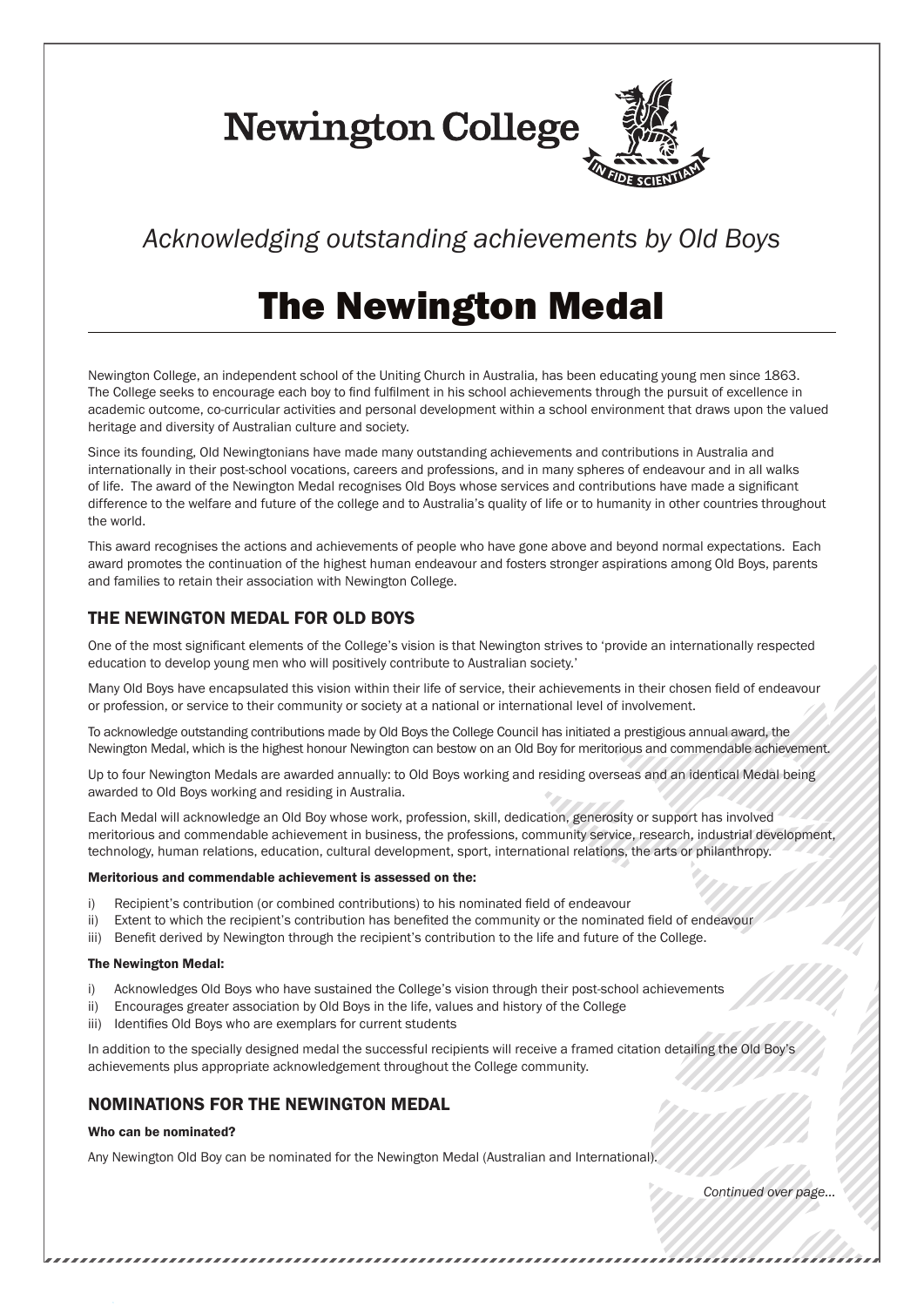# Newington College

IN FIDE SCIENTIAM

*Acknowledging outstanding achievements by Old Boys*

# The Newington Medal

Newington College, an independent school of the Uniting Church in Australia, has been educating young men since 1863. The College seeks to encourage each boy to find fulfilment in his school achievements through the pursuit of excellence in academic outcome, co-curricular activities and personal development within a school environment that draws upon the valued heritage and diversity of Australian culture and society.

Since its founding, Old Newingtonians have made many outstanding achievements and contributions in Australia and internationally in their post-school vocations, careers and professions, and in many spheres of endeavour and in all walks of life. The award of the Newington Medal recognises Old Boys whose services and contributions have made a significant difference to the welfare and future of the college and to Australia's quality of life or to humanity in other countries throughout the world.

This award recognises the actions and achievements of people who have gone above and beyond normal expectations. Each award promotes the continuation of the highest human endeavour and fosters stronger aspirations among Old Boys, parents and families to retain their association with Newington College.

## THE NEWINGTON MEDAL FOR OLD BOYS

One of the most significant elements of the College's vision is that Newington strives to 'provide an internationally respected education to develop young men who will positively contribute to Australian society.'

Many Old Boys have encapsulated this vision within their life of service, their achievements in their chosen field of endeavour or profession, or service to their community or society at a national or international level of involvement.

To acknowledge outstanding contributions made by Old Boys the College Council has initiated a prestigious annual award, the Newington Medal, which is the highest honour Newington can bestow on an Old Boy for meritorious and commendable achievement.

Up to four Newington Medals are awarded annually: to Old Boys working and residing overseas and an identical Medal being awarded to Old Boys working and residing in Australia.

Each Medal will acknowledge an Old Boy whose work, profession, skill, dedication, generosity or support has involved meritorious and commendable achievement in business, the professions, community service, research, industrial development, technology, human relations, education, cultural development, sport, international relations, the arts or philanthropy.

**Meritorious and commendable achievement is assessed on the:**

i) Recipient's contribution (or combined contributions) to his nominated field of endeavour
ii) Extent to which the recipient's contribution has benefited the community or the nominated field of endeavour
iii) Benefit derived by Newington through the recipient's contribution to the life and future of the College.

**The Newington Medal:**

i) Acknowledges Old Boys who have sustained the College's vision through their post-school achievements
ii) Encourages greater association by Old Boys in the life, values and history of the College
iii) Identifies Old Boys who are exemplars for current students

In addition to the specially designed medal the successful recipients will receive a framed citation detailing the Old Boy's achievements plus appropriate acknowledgement throughout the College community.

## NOMINATIONS FOR THE NEWINGTON MEDAL

**Who can be nominated?**

Any Newington Old Boy can be nominated for the Newington Medal (Australian and International).

*Continued over page...*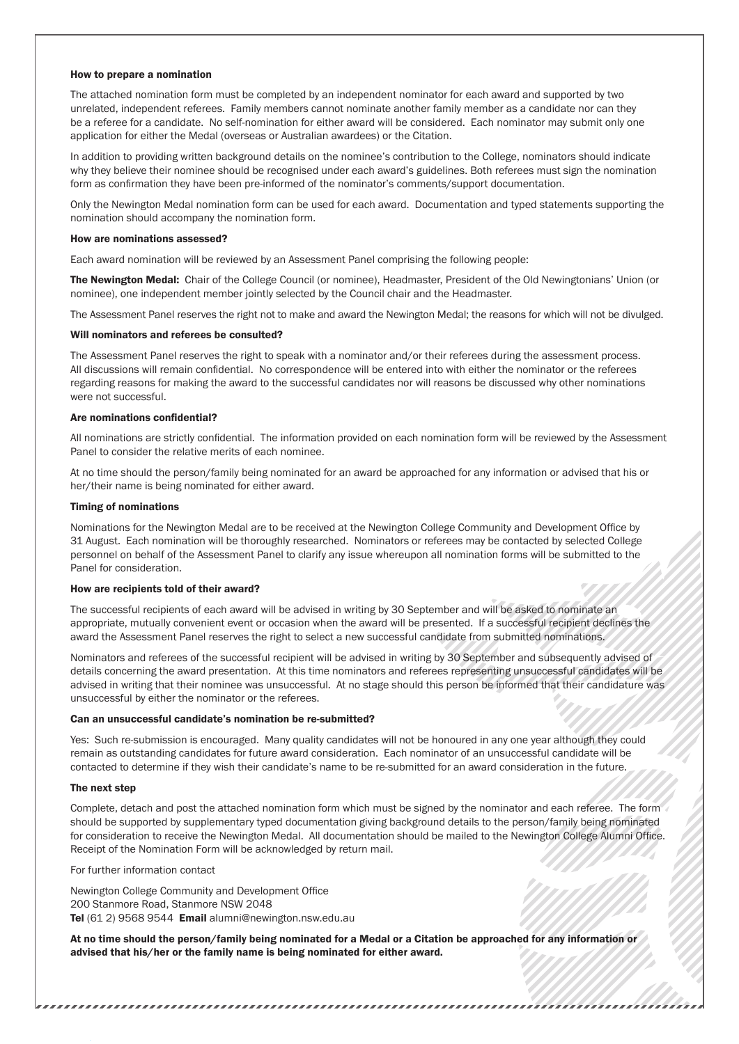### How to prepare a nomination

The attached nomination form must be completed by an independent nominator for each award and supported by two unrelated, independent referees. Family members cannot nominate another family member as a candidate nor can they be a referee for a candidate. No self-nomination for either award will be considered. Each nominator may submit only one application for either the Medal (overseas or Australian awardees) or the Citation.

In addition to providing written background details on the nominee's contribution to the College, nominators should indicate why they believe their nominee should be recognised under each award's guidelines. Both referees must sign the nomination form as confirmation they have been pre-informed of the nominator's comments/support documentation.

Only the Newington Medal nomination form can be used for each award. Documentation and typed statements supporting the nomination should accompany the nomination form.

### How are nominations assessed?

Each award nomination will be reviewed by an Assessment Panel comprising the following people:

**The Newington Medal:** Chair of the College Council (or nominee), Headmaster, President of the Old Newingtonians' Union (or nominee), one independent member jointly selected by the Council chair and the Headmaster.

The Assessment Panel reserves the right not to make and award the Newington Medal; the reasons for which will not be divulged.

### Will nominators and referees be consulted?

The Assessment Panel reserves the right to speak with a nominator and/or their referees during the assessment process. All discussions will remain confidential. No correspondence will be entered into with either the nominator or the referees regarding reasons for making the award to the successful candidates nor will reasons be discussed why other nominations were not successful.

### Are nominations confidential?

All nominations are strictly confidential. The information provided on each nomination form will be reviewed by the Assessment Panel to consider the relative merits of each nominee.

At no time should the person/family being nominated for an award be approached for any information or advised that his or her/their name is being nominated for either award.

### Timing of nominations

Nominations for the Newington Medal are to be received at the Newington College Community and Development Office by 31 August. Each nomination will be thoroughly researched. Nominators or referees may be contacted by selected College personnel on behalf of the Assessment Panel to clarify any issue whereupon all nomination forms will be submitted to the Panel for consideration.

### How are recipients told of their award?

The successful recipients of each award will be advised in writing by 30 September and will be asked to nominate an appropriate, mutually convenient event or occasion when the award will be presented. If a successful recipient declines the award the Assessment Panel reserves the right to select a new successful candidate from submitted nominations.

Nominators and referees of the successful recipient will be advised in writing by 30 September and subsequently advised of details concerning the award presentation. At this time nominators and referees representing unsuccessful candidates will be advised in writing that their nominee was unsuccessful. At no stage should this person be informed that their candidature was unsuccessful by either the nominator or the referees.

### Can an unsuccessful candidate's nomination be re-submitted?

Yes: Such re-submission is encouraged. Many quality candidates will not be honoured in any one year although they could remain as outstanding candidates for future award consideration. Each nominator of an unsuccessful candidate will be contacted to determine if they wish their candidate's name to be re-submitted for an award consideration in the future.

### The next step

Complete, detach and post the attached nomination form which must be signed by the nominator and each referee. The form should be supported by supplementary typed documentation giving background details to the person/family being nominated for consideration to receive the Newington Medal. All documentation should be mailed to the Newington College Alumni Office. Receipt of the Nomination Form will be acknowledged by return mail.

For further information contact

Newington College Community and Development Office
200 Stanmore Road, Stanmore NSW 2048
**Tel** (61 2) 9568 9544 **Email** alumni@newington.nsw.edu.au

**At no time should the person/family being nominated for a Medal or a Citation be approached for any information or advised that his/her or the family name is being nominated for either award.**